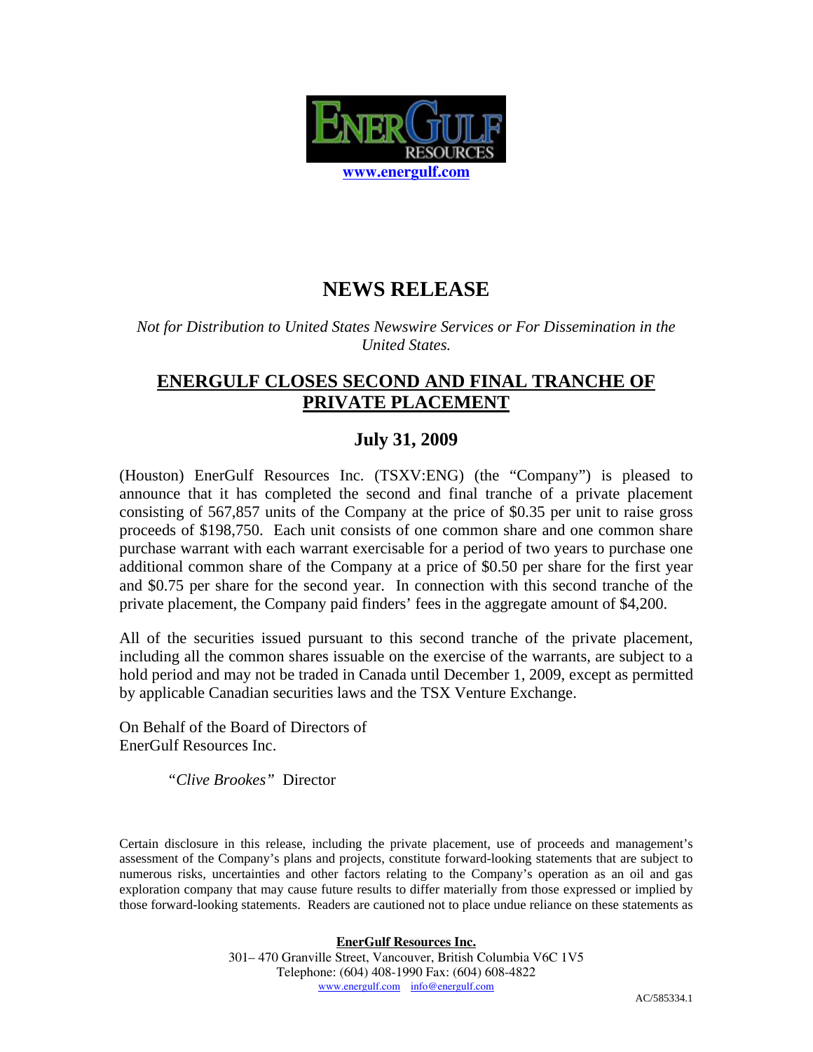ENERGULF RESOURCES

www.energulf.com

# NEWS RELEASE

*Not for Distribution to United States Newswire Services or For Dissemination in the United States.*

## ENERGULF CLOSES SECOND AND FINAL TRANCHE OF PRIVATE PLACEMENT

### July 31, 2009

(Houston) EnerGulf Resources Inc. (TSXV:ENG) (the "Company") is pleased to announce that it has completed the second and final tranche of a private placement consisting of 567,857 units of the Company at the price of $0.35 per unit to raise gross proceeds of $198,750. Each unit consists of one common share and one common share purchase warrant with each warrant exercisable for a period of two years to purchase one additional common share of the Company at a price of $0.50 per share for the first year and $0.75 per share for the second year. In connection with this second tranche of the private placement, the Company paid finders' fees in the aggregate amount of $4,200.

All of the securities issued pursuant to this second tranche of the private placement, including all the common shares issuable on the exercise of the warrants, are subject to a hold period and may not be traded in Canada until December 1, 2009, except as permitted by applicable Canadian securities laws and the TSX Venture Exchange.

On Behalf of the Board of Directors of
EnerGulf Resources Inc.

*"Clive Brookes"* Director

Certain disclosure in this release, including the private placement, use of proceeds and management's assessment of the Company's plans and projects, constitute forward-looking statements that are subject to numerous risks, uncertainties and other factors relating to the Company's operation as an oil and gas exploration company that may cause future results to differ materially from those expressed or implied by those forward-looking statements. Readers are cautioned not to place undue reliance on these statements as

**EnerGulf Resources Inc.**
301– 470 Granville Street, Vancouver, British Columbia V6C 1V5
Telephone: (604) 408-1990 Fax: (604) 608-4822
www.energulf.com info@energulf.com

AC/585334.1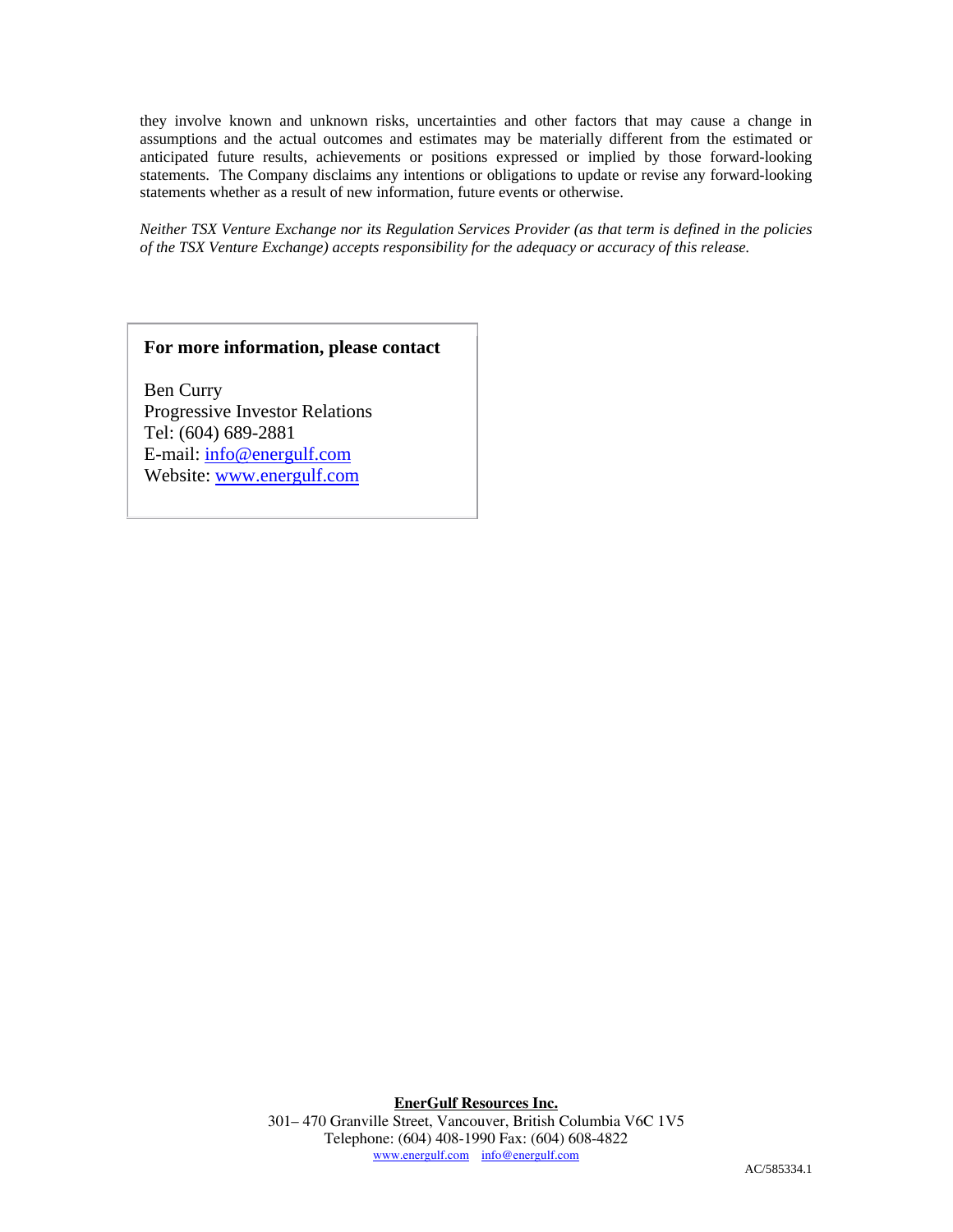they involve known and unknown risks, uncertainties and other factors that may cause a change in assumptions and the actual outcomes and estimates may be materially different from the estimated or anticipated future results, achievements or positions expressed or implied by those forward-looking statements. The Company disclaims any intentions or obligations to update or revise any forward-looking statements whether as a result of new information, future events or otherwise.

*Neither TSX Venture Exchange nor its Regulation Services Provider (as that term is defined in the policies of the TSX Venture Exchange) accepts responsibility for the adequacy or accuracy of this release.*

**For more information, please contact**

Ben Curry
Progressive Investor Relations
Tel: (604) 689-2881
E-mail: info@energulf.com
Website: www.energulf.com

**EnerGulf Resources Inc.**
301– 470 Granville Street, Vancouver, British Columbia V6C 1V5
Telephone: (604) 408-1990 Fax: (604) 608-4822
www.energulf.com info@energulf.com

AC/585334.1